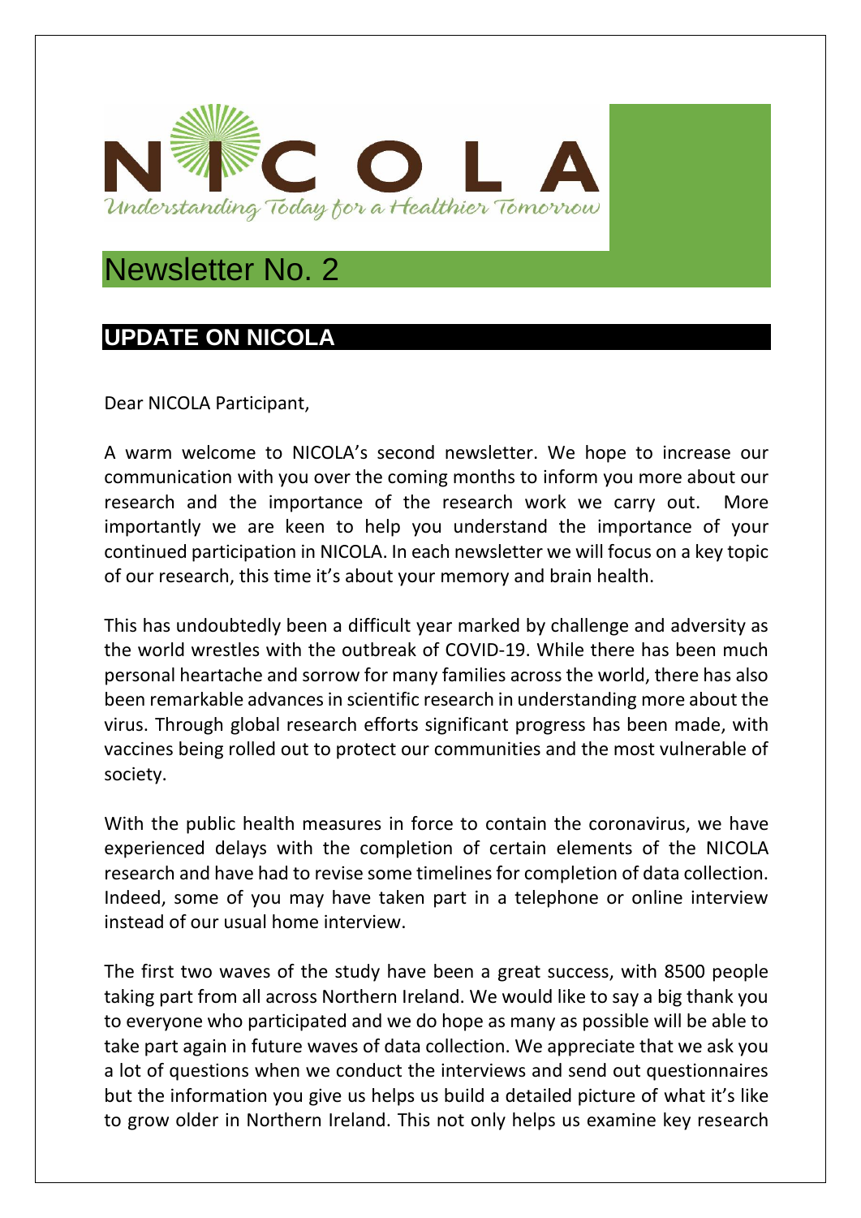# NICOLA

*Understanding Today for a Healthier Tomorrow*

# Newsletter No. 2

## UPDATE ON NICOLA

Dear NICOLA Participant,

A warm welcome to NICOLA's second newsletter. We hope to increase our communication with you over the coming months to inform you more about our research and the importance of the research work we carry out. More importantly we are keen to help you understand the importance of your continued participation in NICOLA. In each newsletter we will focus on a key topic of our research, this time it's about your memory and brain health.

This has undoubtedly been a difficult year marked by challenge and adversity as the world wrestles with the outbreak of COVID-19. While there has been much personal heartache and sorrow for many families across the world, there has also been remarkable advances in scientific research in understanding more about the virus. Through global research efforts significant progress has been made, with vaccines being rolled out to protect our communities and the most vulnerable of society.

With the public health measures in force to contain the coronavirus, we have experienced delays with the completion of certain elements of the NICOLA research and have had to revise some timelines for completion of data collection. Indeed, some of you may have taken part in a telephone or online interview instead of our usual home interview.

The first two waves of the study have been a great success, with 8500 people taking part from all across Northern Ireland. We would like to say a big thank you to everyone who participated and we do hope as many as possible will be able to take part again in future waves of data collection. We appreciate that we ask you a lot of questions when we conduct the interviews and send out questionnaires but the information you give us helps us build a detailed picture of what it's like to grow older in Northern Ireland. This not only helps us examine key research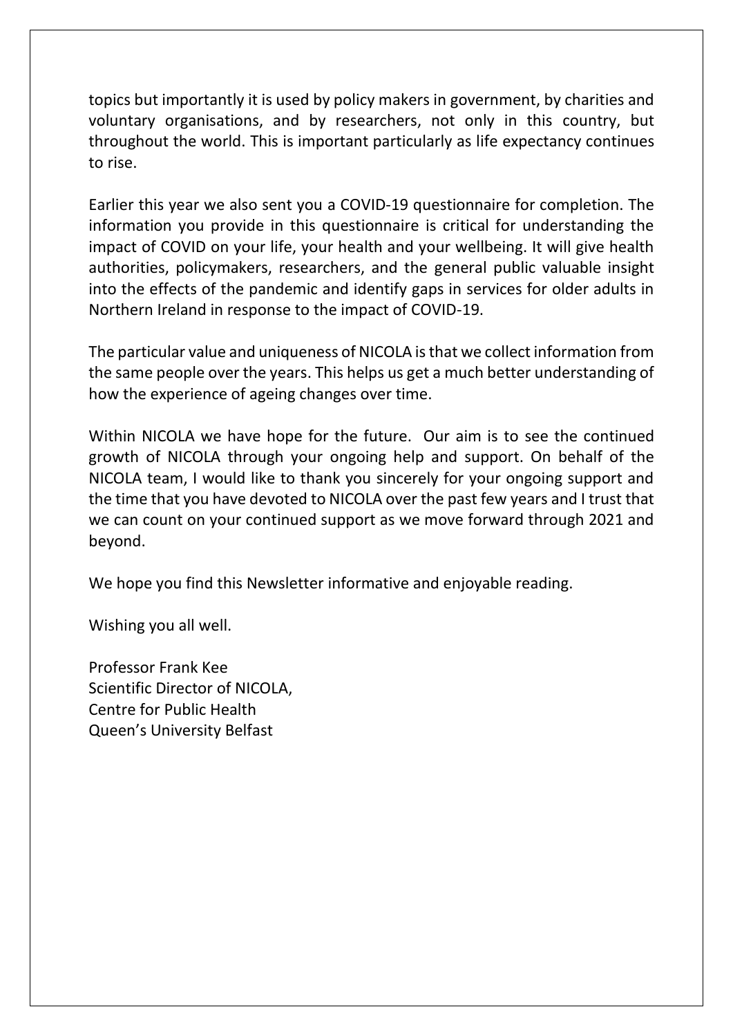topics but importantly it is used by policy makers in government, by charities and voluntary organisations, and by researchers, not only in this country, but throughout the world. This is important particularly as life expectancy continues to rise.

Earlier this year we also sent you a COVID-19 questionnaire for completion. The information you provide in this questionnaire is critical for understanding the impact of COVID on your life, your health and your wellbeing. It will give health authorities, policymakers, researchers, and the general public valuable insight into the effects of the pandemic and identify gaps in services for older adults in Northern Ireland in response to the impact of COVID-19.

The particular value and uniqueness of NICOLA is that we collect information from the same people over the years. This helps us get a much better understanding of how the experience of ageing changes over time.

Within NICOLA we have hope for the future. Our aim is to see the continued growth of NICOLA through your ongoing help and support. On behalf of the NICOLA team, I would like to thank you sincerely for your ongoing support and the time that you have devoted to NICOLA over the past few years and I trust that we can count on your continued support as we move forward through 2021 and beyond.

We hope you find this Newsletter informative and enjoyable reading.

Wishing you all well.

Professor Frank Kee
Scientific Director of NICOLA,
Centre for Public Health
Queen's University Belfast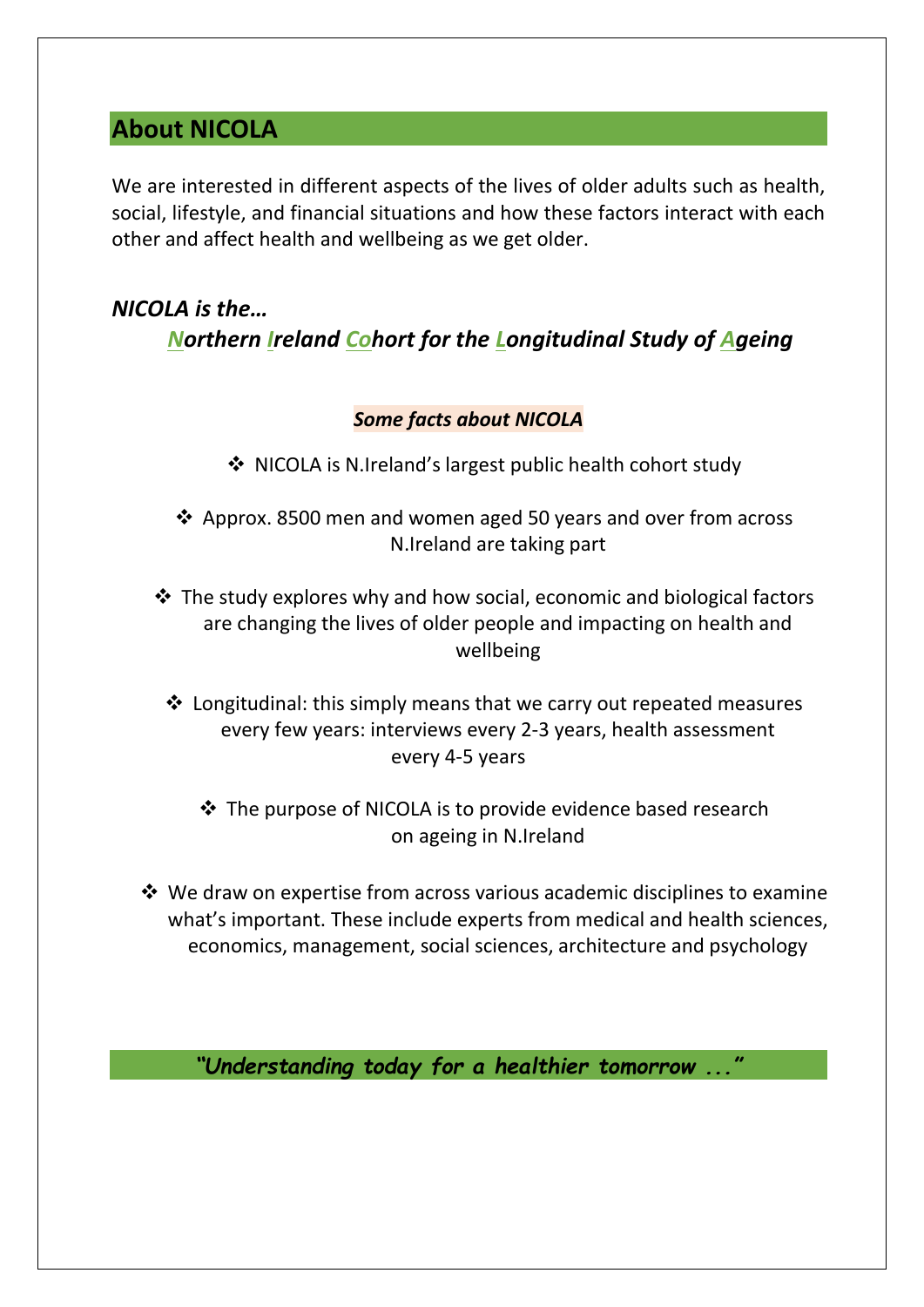## About NICOLA

We are interested in different aspects of the lives of older adults such as health, social, lifestyle, and financial situations and how these factors interact with each other and affect health and wellbeing as we get older.

***NICOLA is the…***

***Northern Ireland Cohort for the Longitudinal Study of Ageing***

***Some facts about NICOLA***

- NICOLA is N.Ireland's largest public health cohort study
- Approx. 8500 men and women aged 50 years and over from across N.Ireland are taking part
- The study explores why and how social, economic and biological factors are changing the lives of older people and impacting on health and wellbeing
- Longitudinal: this simply means that we carry out repeated measures every few years: interviews every 2-3 years, health assessment every 4-5 years
- The purpose of NICOLA is to provide evidence based research on ageing in N.Ireland
- We draw on expertise from across various academic disciplines to examine what's important. These include experts from medical and health sciences, economics, management, social sciences, architecture and psychology

***"Understanding today for a healthier tomorrow ..."***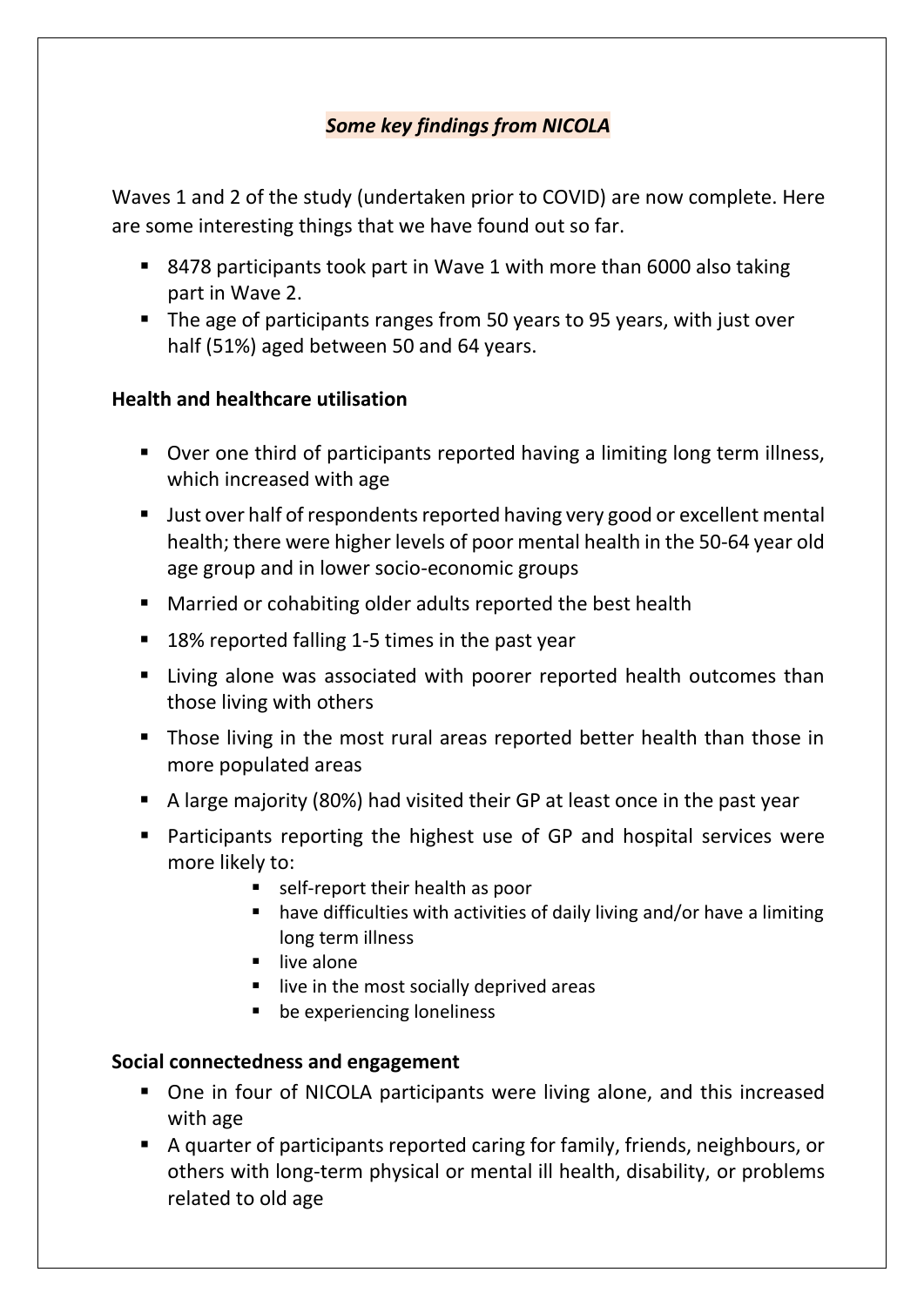## *Some key findings from NICOLA*

Waves 1 and 2 of the study (undertaken prior to COVID) are now complete. Here are some interesting things that we have found out so far.

- 8478 participants took part in Wave 1 with more than 6000 also taking part in Wave 2.
- The age of participants ranges from 50 years to 95 years, with just over half (51%) aged between 50 and 64 years.

### Health and healthcare utilisation

- Over one third of participants reported having a limiting long term illness, which increased with age
- Just over half of respondents reported having very good or excellent mental health; there were higher levels of poor mental health in the 50-64 year old age group and in lower socio-economic groups
- Married or cohabiting older adults reported the best health
- 18% reported falling 1-5 times in the past year
- Living alone was associated with poorer reported health outcomes than those living with others
- Those living in the most rural areas reported better health than those in more populated areas
- A large majority (80%) had visited their GP at least once in the past year
- Participants reporting the highest use of GP and hospital services were more likely to:
  - self-report their health as poor
  - have difficulties with activities of daily living and/or have a limiting long term illness
  - live alone
  - live in the most socially deprived areas
  - be experiencing loneliness

### Social connectedness and engagement

- One in four of NICOLA participants were living alone, and this increased with age
- A quarter of participants reported caring for family, friends, neighbours, or others with long-term physical or mental ill health, disability, or problems related to old age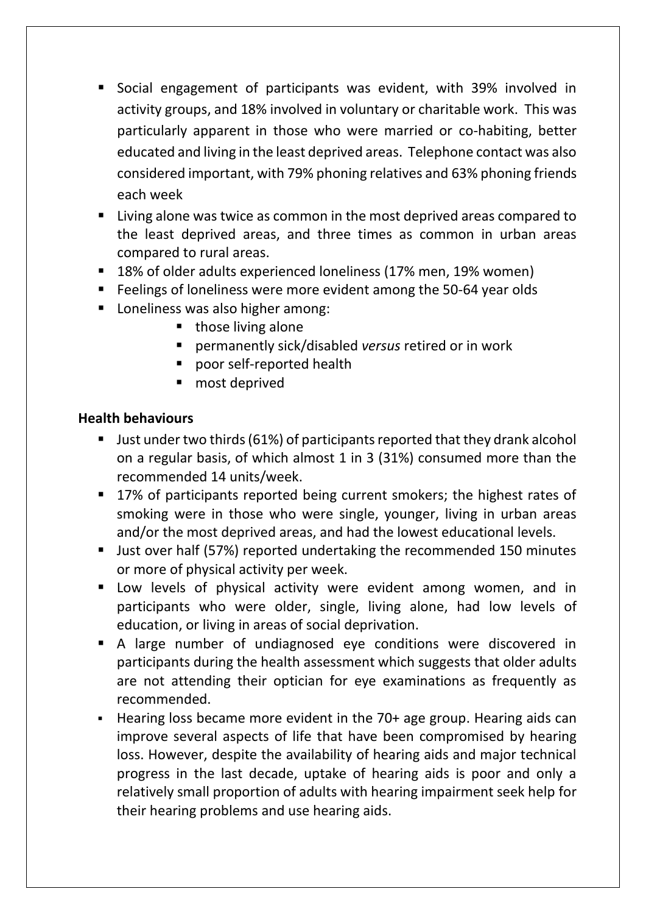- Social engagement of participants was evident, with 39% involved in activity groups, and 18% involved in voluntary or charitable work. This was particularly apparent in those who were married or co-habiting, better educated and living in the least deprived areas. Telephone contact was also considered important, with 79% phoning relatives and 63% phoning friends each week
- Living alone was twice as common in the most deprived areas compared to the least deprived areas, and three times as common in urban areas compared to rural areas.
- 18% of older adults experienced loneliness (17% men, 19% women)
- Feelings of loneliness were more evident among the 50-64 year olds
- Loneliness was also higher among:
    - those living alone
    - permanently sick/disabled *versus* retired or in work
    - poor self-reported health
    - most deprived

**Health behaviours**

- Just under two thirds (61%) of participants reported that they drank alcohol on a regular basis, of which almost 1 in 3 (31%) consumed more than the recommended 14 units/week.
- 17% of participants reported being current smokers; the highest rates of smoking were in those who were single, younger, living in urban areas and/or the most deprived areas, and had the lowest educational levels.
- Just over half (57%) reported undertaking the recommended 150 minutes or more of physical activity per week.
- Low levels of physical activity were evident among women, and in participants who were older, single, living alone, had low levels of education, or living in areas of social deprivation.
- A large number of undiagnosed eye conditions were discovered in participants during the health assessment which suggests that older adults are not attending their optician for eye examinations as frequently as recommended.
- Hearing loss became more evident in the 70+ age group. Hearing aids can improve several aspects of life that have been compromised by hearing loss. However, despite the availability of hearing aids and major technical progress in the last decade, uptake of hearing aids is poor and only a relatively small proportion of adults with hearing impairment seek help for their hearing problems and use hearing aids.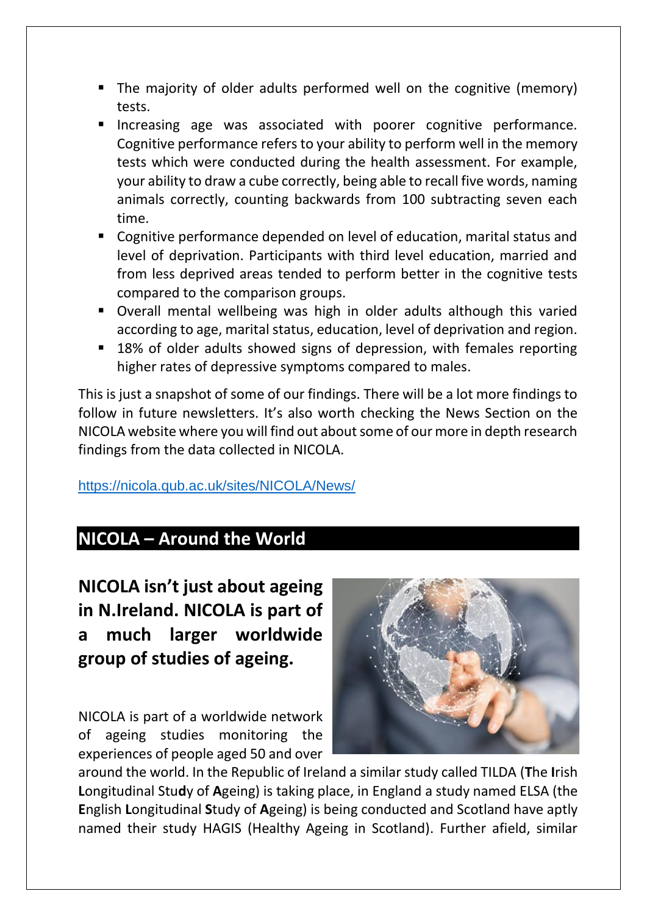- The majority of older adults performed well on the cognitive (memory) tests.
- Increasing age was associated with poorer cognitive performance. Cognitive performance refers to your ability to perform well in the memory tests which were conducted during the health assessment. For example, your ability to draw a cube correctly, being able to recall five words, naming animals correctly, counting backwards from 100 subtracting seven each time.
- Cognitive performance depended on level of education, marital status and level of deprivation. Participants with third level education, married and from less deprived areas tended to perform better in the cognitive tests compared to the comparison groups.
- Overall mental wellbeing was high in older adults although this varied according to age, marital status, education, level of deprivation and region.
- 18% of older adults showed signs of depression, with females reporting higher rates of depressive symptoms compared to males.

This is just a snapshot of some of our findings. There will be a lot more findings to follow in future newsletters. It's also worth checking the News Section on the NICOLA website where you will find out about some of our more in depth research findings from the data collected in NICOLA.

https://nicola.qub.ac.uk/sites/NICOLA/News/

## NICOLA – Around the World

**NICOLA isn't just about ageing in N.Ireland. NICOLA is part of a much larger worldwide group of studies of ageing.**

NICOLA is part of a worldwide network of ageing studies monitoring the experiences of people aged 50 and over around the world. In the Republic of Ireland a similar study called TILDA (**T**he **I**rish **L**ongitudinal Stu**d**y of **A**geing) is taking place, in England a study named ELSA (the **E**nglish **L**ongitudinal **S**tudy of **A**geing) is being conducted and Scotland have aptly named their study HAGIS (Healthy Ageing in Scotland). Further afield, similar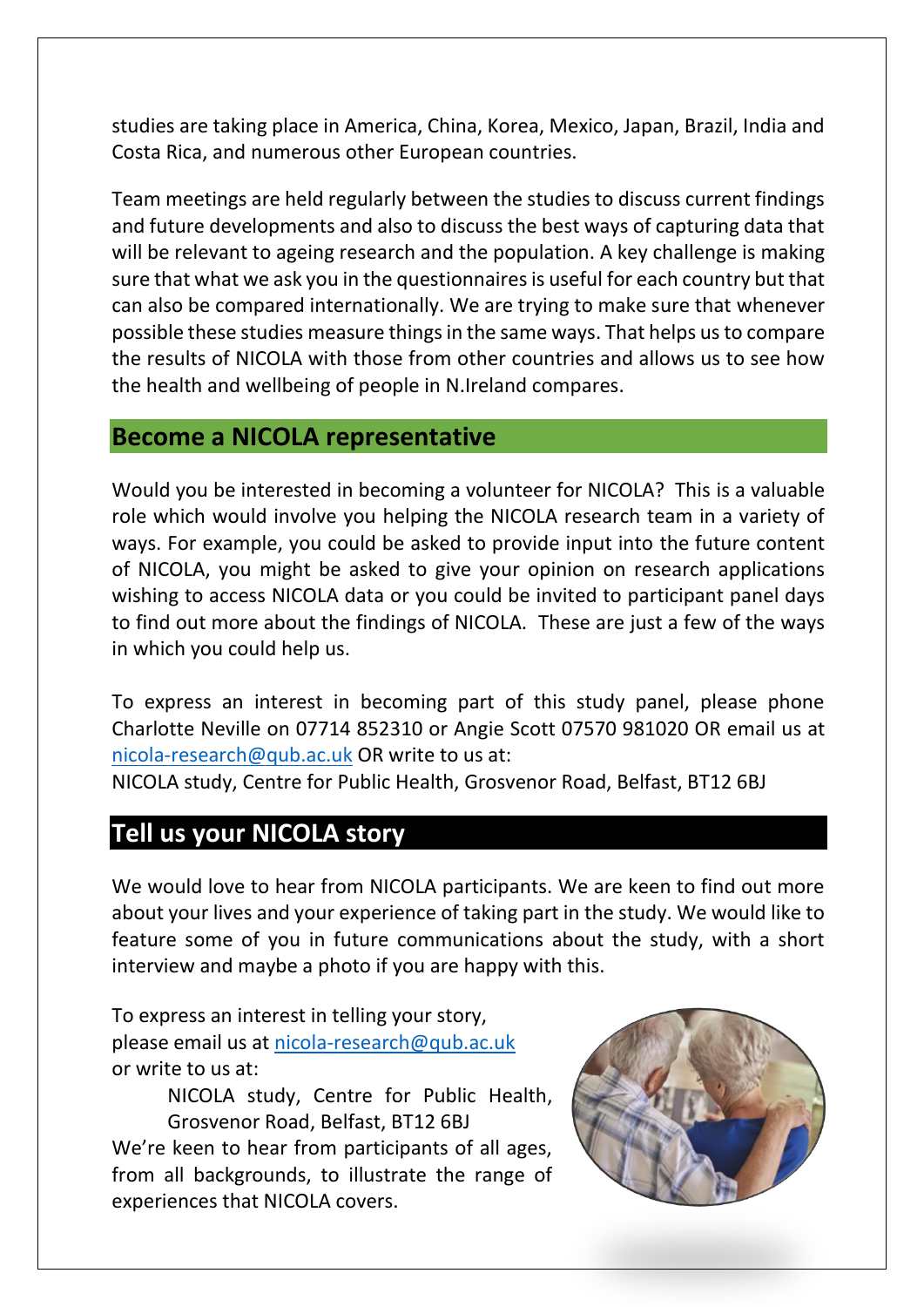studies are taking place in America, China, Korea, Mexico, Japan, Brazil, India and Costa Rica, and numerous other European countries.

Team meetings are held regularly between the studies to discuss current findings and future developments and also to discuss the best ways of capturing data that will be relevant to ageing research and the population. A key challenge is making sure that what we ask you in the questionnaires is useful for each country but that can also be compared internationally. We are trying to make sure that whenever possible these studies measure things in the same ways. That helps us to compare the results of NICOLA with those from other countries and allows us to see how the health and wellbeing of people in N.Ireland compares.

## Become a NICOLA representative

Would you be interested in becoming a volunteer for NICOLA? This is a valuable role which would involve you helping the NICOLA research team in a variety of ways. For example, you could be asked to provide input into the future content of NICOLA, you might be asked to give your opinion on research applications wishing to access NICOLA data or you could be invited to participant panel days to find out more about the findings of NICOLA. These are just a few of the ways in which you could help us.

To express an interest in becoming part of this study panel, please phone Charlotte Neville on 07714 852310 or Angie Scott 07570 981020 OR email us at nicola-research@qub.ac.uk OR write to us at:
NICOLA study, Centre for Public Health, Grosvenor Road, Belfast, BT12 6BJ

## Tell us your NICOLA story

We would love to hear from NICOLA participants. We are keen to find out more about your lives and your experience of taking part in the study. We would like to feature some of you in future communications about the study, with a short interview and maybe a photo if you are happy with this.

To express an interest in telling your story, please email us at nicola-research@qub.ac.uk or write to us at:

NICOLA study, Centre for Public Health, Grosvenor Road, Belfast, BT12 6BJ

We're keen to hear from participants of all ages, from all backgrounds, to illustrate the range of experiences that NICOLA covers.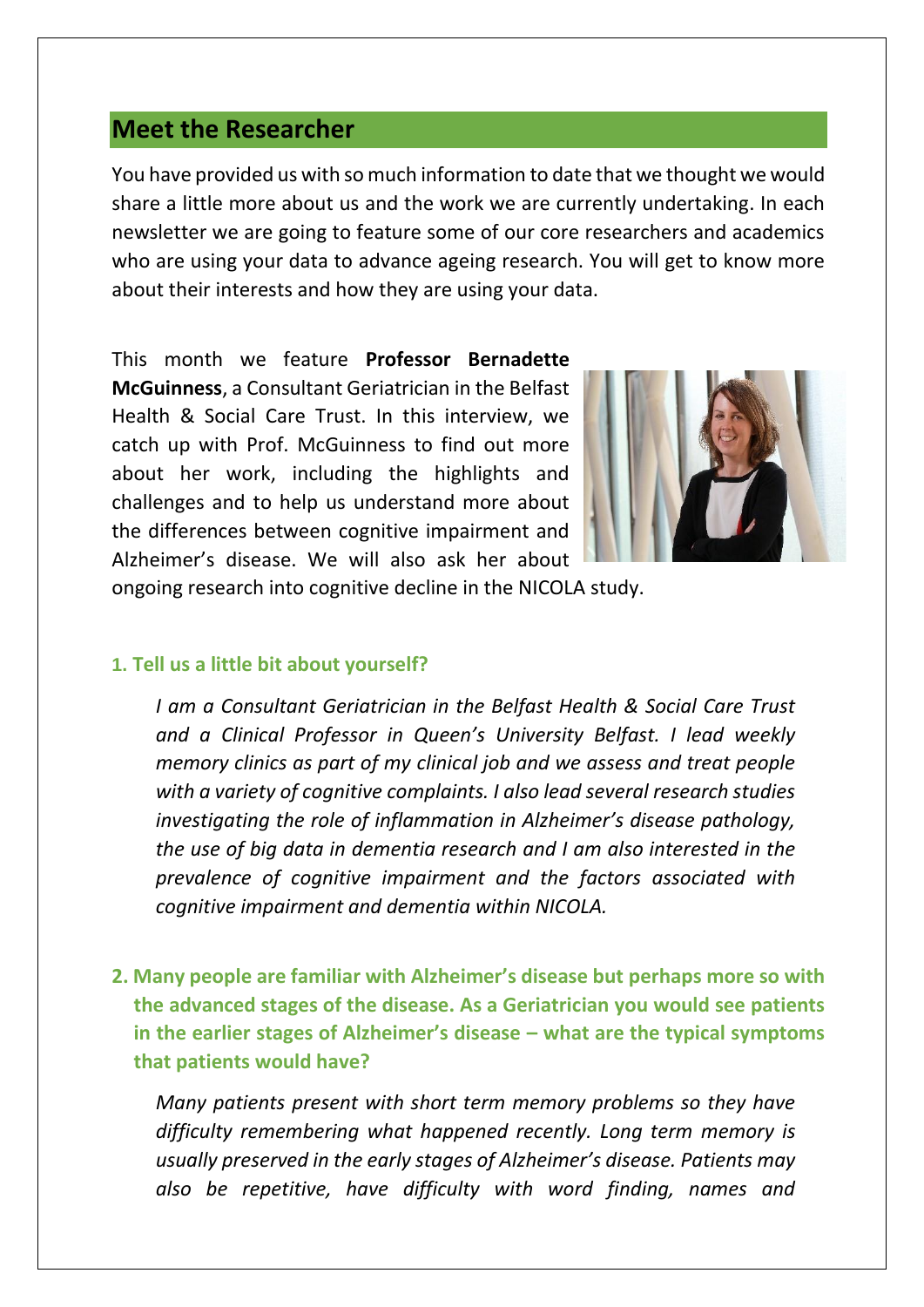## Meet the Researcher

You have provided us with so much information to date that we thought we would share a little more about us and the work we are currently undertaking. In each newsletter we are going to feature some of our core researchers and academics who are using your data to advance ageing research. You will get to know more about their interests and how they are using your data.

This month we feature **Professor Bernadette McGuinness**, a Consultant Geriatrician in the Belfast Health & Social Care Trust. In this interview, we catch up with Prof. McGuinness to find out more about her work, including the highlights and challenges and to help us understand more about the differences between cognitive impairment and Alzheimer's disease. We will also ask her about ongoing research into cognitive decline in the NICOLA study.

### 1. Tell us a little bit about yourself?

*I am a Consultant Geriatrician in the Belfast Health & Social Care Trust and a Clinical Professor in Queen's University Belfast. I lead weekly memory clinics as part of my clinical job and we assess and treat people with a variety of cognitive complaints. I also lead several research studies investigating the role of inflammation in Alzheimer's disease pathology, the use of big data in dementia research and I am also interested in the prevalence of cognitive impairment and the factors associated with cognitive impairment and dementia within NICOLA.*

### 2. Many people are familiar with Alzheimer's disease but perhaps more so with the advanced stages of the disease. As a Geriatrician you would see patients in the earlier stages of Alzheimer's disease – what are the typical symptoms that patients would have?

*Many patients present with short term memory problems so they have difficulty remembering what happened recently. Long term memory is usually preserved in the early stages of Alzheimer's disease. Patients may also be repetitive, have difficulty with word finding, names and*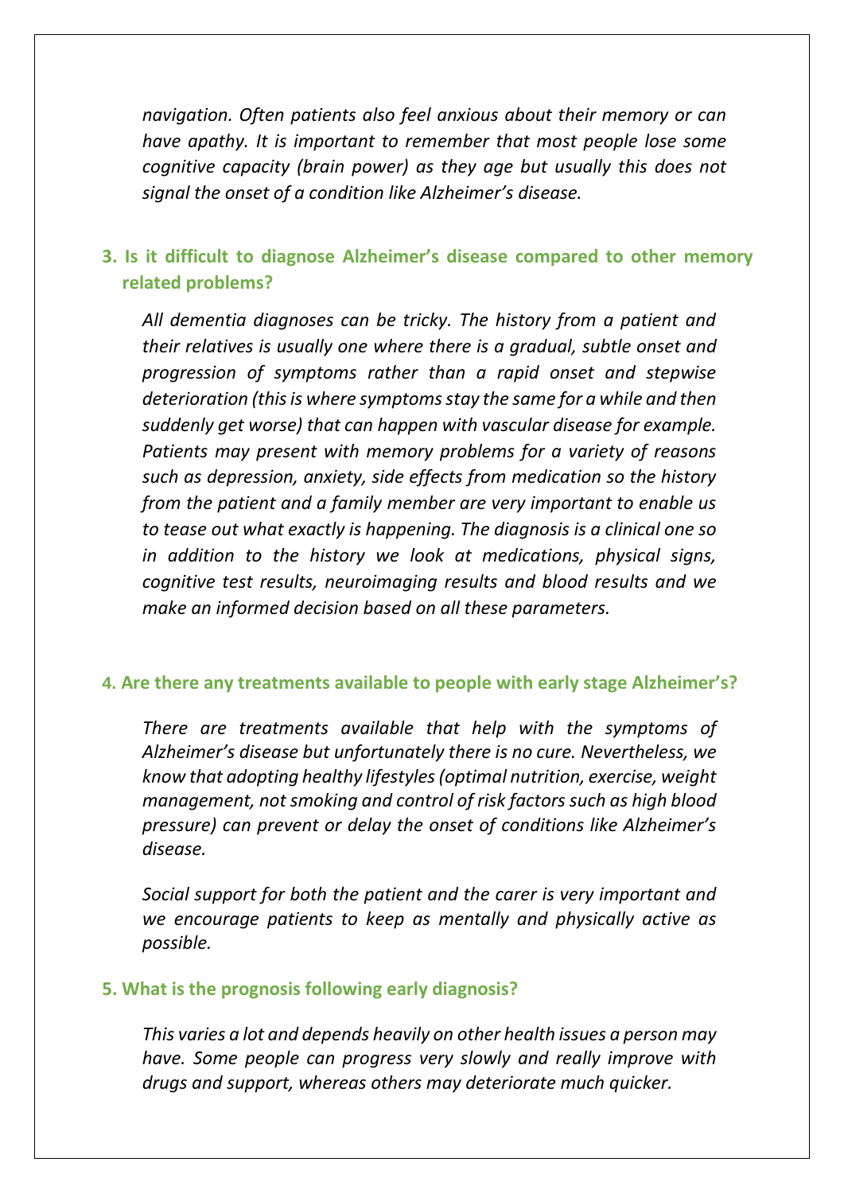*navigation. Often patients also feel anxious about their memory or can have apathy. It is important to remember that most people lose some cognitive capacity (brain power) as they age but usually this does not signal the onset of a condition like Alzheimer's disease.*

### 3. Is it difficult to diagnose Alzheimer's disease compared to other memory related problems?

*All dementia diagnoses can be tricky. The history from a patient and their relatives is usually one where there is a gradual, subtle onset and progression of symptoms rather than a rapid onset and stepwise deterioration (this is where symptoms stay the same for a while and then suddenly get worse) that can happen with vascular disease for example. Patients may present with memory problems for a variety of reasons such as depression, anxiety, side effects from medication so the history from the patient and a family member are very important to enable us to tease out what exactly is happening. The diagnosis is a clinical one so in addition to the history we look at medications, physical signs, cognitive test results, neuroimaging results and blood results and we make an informed decision based on all these parameters.*

### 4. Are there any treatments available to people with early stage Alzheimer's?

*There are treatments available that help with the symptoms of Alzheimer's disease but unfortunately there is no cure. Nevertheless, we know that adopting healthy lifestyles (optimal nutrition, exercise, weight management, not smoking and control of risk factors such as high blood pressure) can prevent or delay the onset of conditions like Alzheimer's disease.*

*Social support for both the patient and the carer is very important and we encourage patients to keep as mentally and physically active as possible.*

### 5. What is the prognosis following early diagnosis?

*This varies a lot and depends heavily on other health issues a person may have. Some people can progress very slowly and really improve with drugs and support, whereas others may deteriorate much quicker.*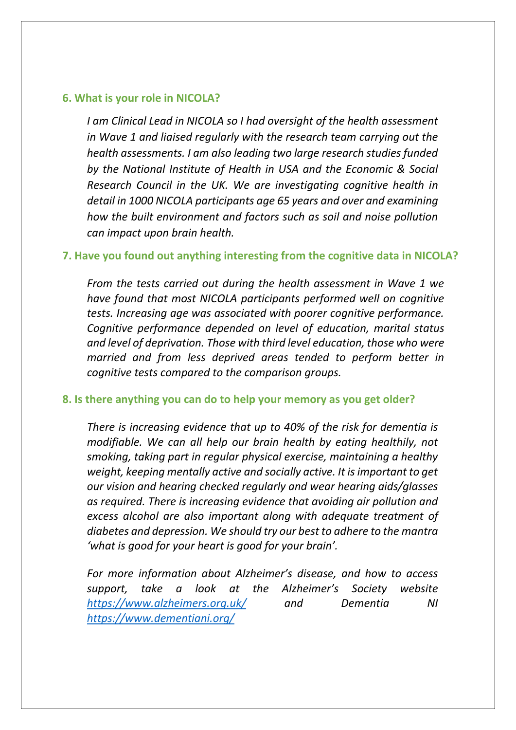### 6. What is your role in NICOLA?

*I am Clinical Lead in NICOLA so I had oversight of the health assessment in Wave 1 and liaised regularly with the research team carrying out the health assessments. I am also leading two large research studies funded by the National Institute of Health in USA and the Economic & Social Research Council in the UK. We are investigating cognitive health in detail in 1000 NICOLA participants age 65 years and over and examining how the built environment and factors such as soil and noise pollution can impact upon brain health.*

### 7. Have you found out anything interesting from the cognitive data in NICOLA?

*From the tests carried out during the health assessment in Wave 1 we have found that most NICOLA participants performed well on cognitive tests. Increasing age was associated with poorer cognitive performance. Cognitive performance depended on level of education, marital status and level of deprivation. Those with third level education, those who were married and from less deprived areas tended to perform better in cognitive tests compared to the comparison groups.*

### 8. Is there anything you can do to help your memory as you get older?

*There is increasing evidence that up to 40% of the risk for dementia is modifiable. We can all help our brain health by eating healthily, not smoking, taking part in regular physical exercise, maintaining a healthy weight, keeping mentally active and socially active. It is important to get our vision and hearing checked regularly and wear hearing aids/glasses as required. There is increasing evidence that avoiding air pollution and excess alcohol are also important along with adequate treatment of diabetes and depression. We should try our best to adhere to the mantra 'what is good for your heart is good for your brain'.*

*For more information about Alzheimer's disease, and how to access support, take a look at the Alzheimer's Society website [https://www.alzheimers.org.uk/](https://www.alzheimers.org.uk/) and Dementia NI [https://www.dementiani.org/](https://www.dementiani.org/)*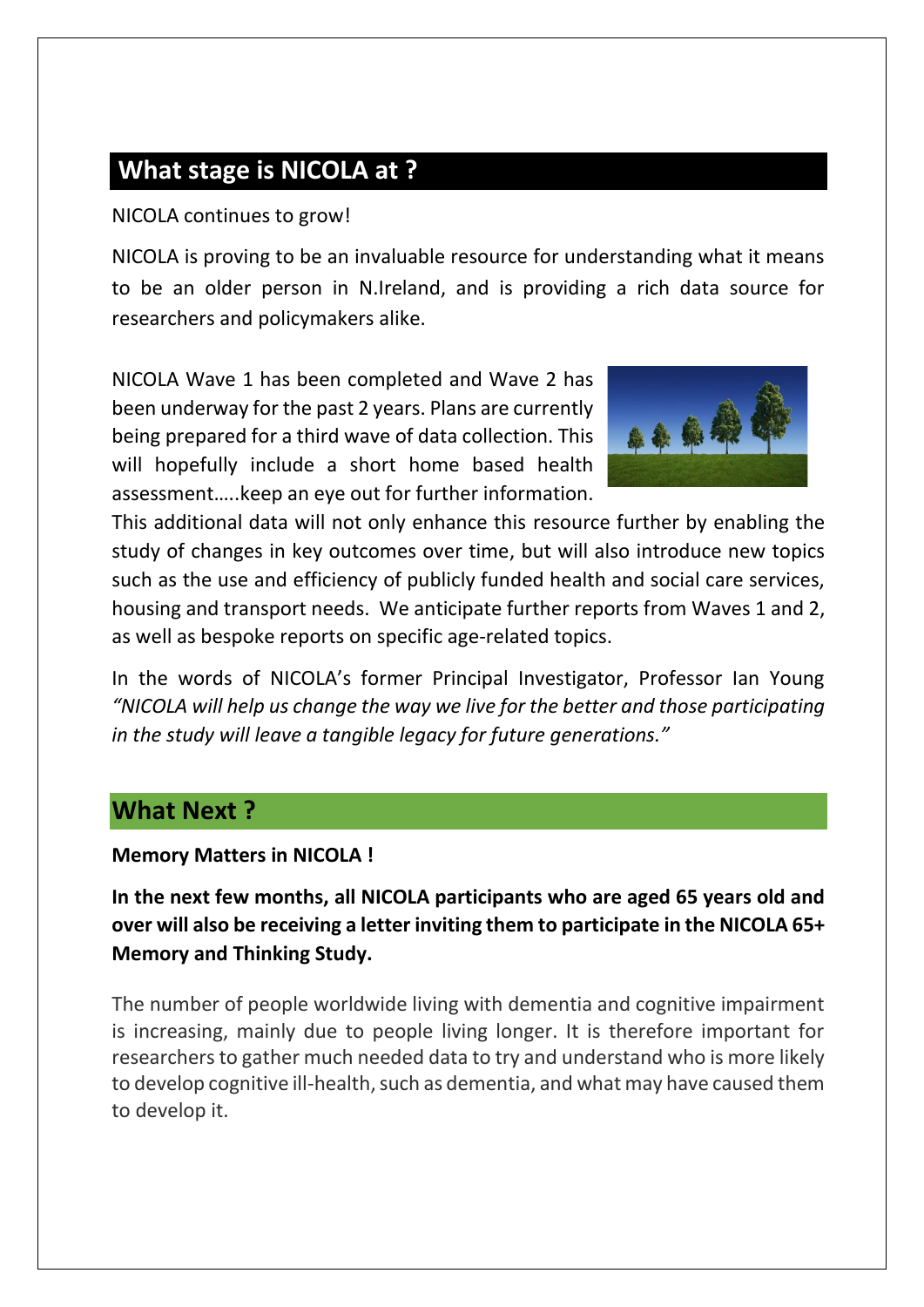## What stage is NICOLA at ?

NICOLA continues to grow!

NICOLA is proving to be an invaluable resource for understanding what it means to be an older person in N.Ireland, and is providing a rich data source for researchers and policymakers alike.

NICOLA Wave 1 has been completed and Wave 2 has been underway for the past 2 years. Plans are currently being prepared for a third wave of data collection. This will hopefully include a short home based health assessment…..keep an eye out for further information. This additional data will not only enhance this resource further by enabling the study of changes in key outcomes over time, but will also introduce new topics such as the use and efficiency of publicly funded health and social care services, housing and transport needs. We anticipate further reports from Waves 1 and 2, as well as bespoke reports on specific age-related topics.

In the words of NICOLA's former Principal Investigator, Professor Ian Young *"NICOLA will help us change the way we live for the better and those participating in the study will leave a tangible legacy for future generations."*

## What Next ?

**Memory Matters in NICOLA !**

**In the next few months, all NICOLA participants who are aged 65 years old and over will also be receiving a letter inviting them to participate in the NICOLA 65+ Memory and Thinking Study.**

The number of people worldwide living with dementia and cognitive impairment is increasing, mainly due to people living longer. It is therefore important for researchers to gather much needed data to try and understand who is more likely to develop cognitive ill-health, such as dementia, and what may have caused them to develop it.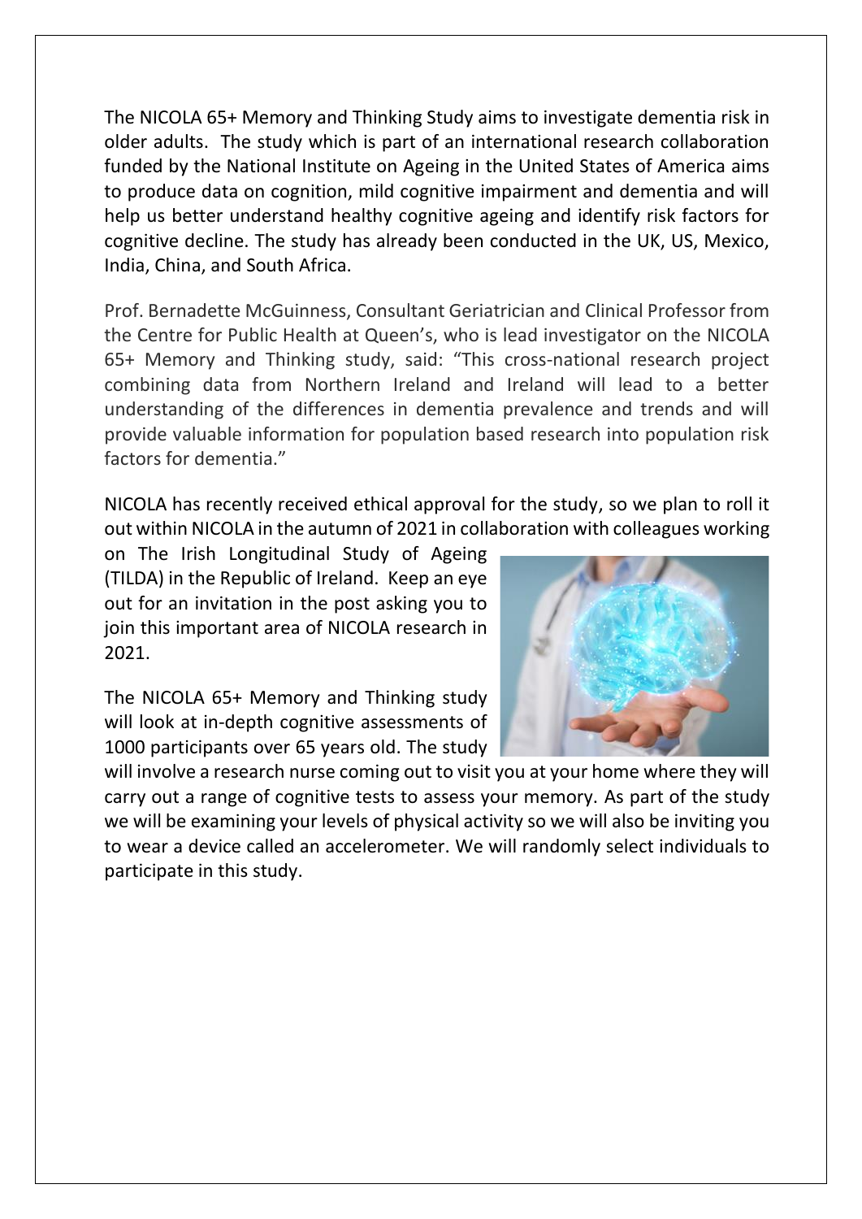The NICOLA 65+ Memory and Thinking Study aims to investigate dementia risk in older adults. The study which is part of an international research collaboration funded by the National Institute on Ageing in the United States of America aims to produce data on cognition, mild cognitive impairment and dementia and will help us better understand healthy cognitive ageing and identify risk factors for cognitive decline. The study has already been conducted in the UK, US, Mexico, India, China, and South Africa.

Prof. Bernadette McGuinness, Consultant Geriatrician and Clinical Professor from the Centre for Public Health at Queen's, who is lead investigator on the NICOLA 65+ Memory and Thinking study, said: "This cross-national research project combining data from Northern Ireland and Ireland will lead to a better understanding of the differences in dementia prevalence and trends and will provide valuable information for population based research into population risk factors for dementia."

NICOLA has recently received ethical approval for the study, so we plan to roll it out within NICOLA in the autumn of 2021 in collaboration with colleagues working on The Irish Longitudinal Study of Ageing (TILDA) in the Republic of Ireland. Keep an eye out for an invitation in the post asking you to join this important area of NICOLA research in 2021.

The NICOLA 65+ Memory and Thinking study will look at in-depth cognitive assessments of 1000 participants over 65 years old. The study will involve a research nurse coming out to visit you at your home where they will carry out a range of cognitive tests to assess your memory. As part of the study we will be examining your levels of physical activity so we will also be inviting you to wear a device called an accelerometer. We will randomly select individuals to participate in this study.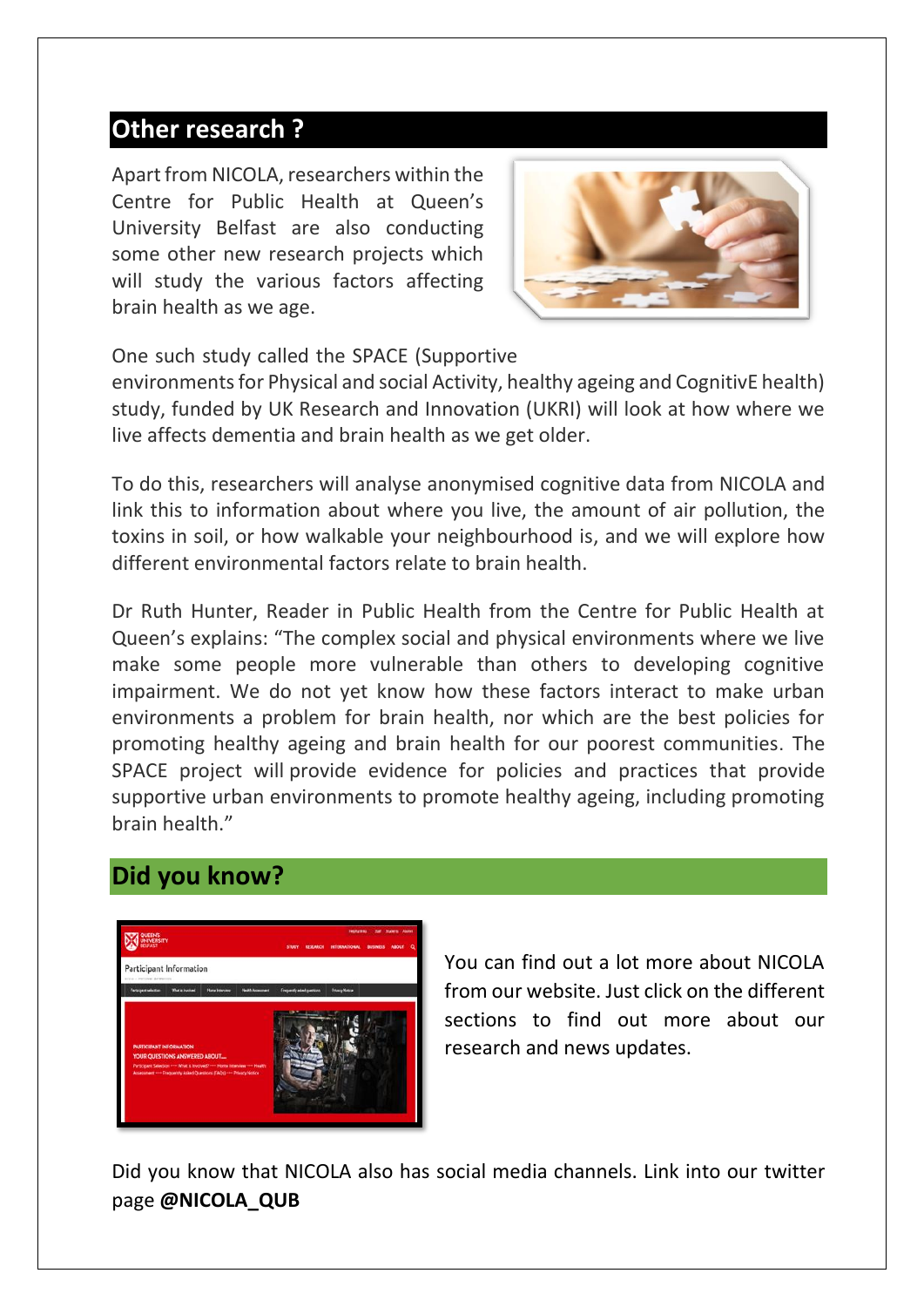## Other research ?

Apart from NICOLA, researchers within the Centre for Public Health at Queen's University Belfast are also conducting some other new research projects which will study the various factors affecting brain health as we age.

One such study called the SPACE (Supportive environments for Physical and social Activity, healthy ageing and CognitivE health) study, funded by UK Research and Innovation (UKRI) will look at how where we live affects dementia and brain health as we get older.

To do this, researchers will analyse anonymised cognitive data from NICOLA and link this to information about where you live, the amount of air pollution, the toxins in soil, or how walkable your neighbourhood is, and we will explore how different environmental factors relate to brain health.

Dr Ruth Hunter, Reader in Public Health from the Centre for Public Health at Queen's explains: "The complex social and physical environments where we live make some people more vulnerable than others to developing cognitive impairment. We do not yet know how these factors interact to make urban environments a problem for brain health, nor which are the best policies for promoting healthy ageing and brain health for our poorest communities. The SPACE project will provide evidence for policies and practices that provide supportive urban environments to promote healthy ageing, including promoting brain health."

## Did you know?

You can find out a lot more about NICOLA from our website. Just click on the different sections to find out more about our research and news updates.

Did you know that NICOLA also has social media channels. Link into our twitter page **@NICOLA_QUB**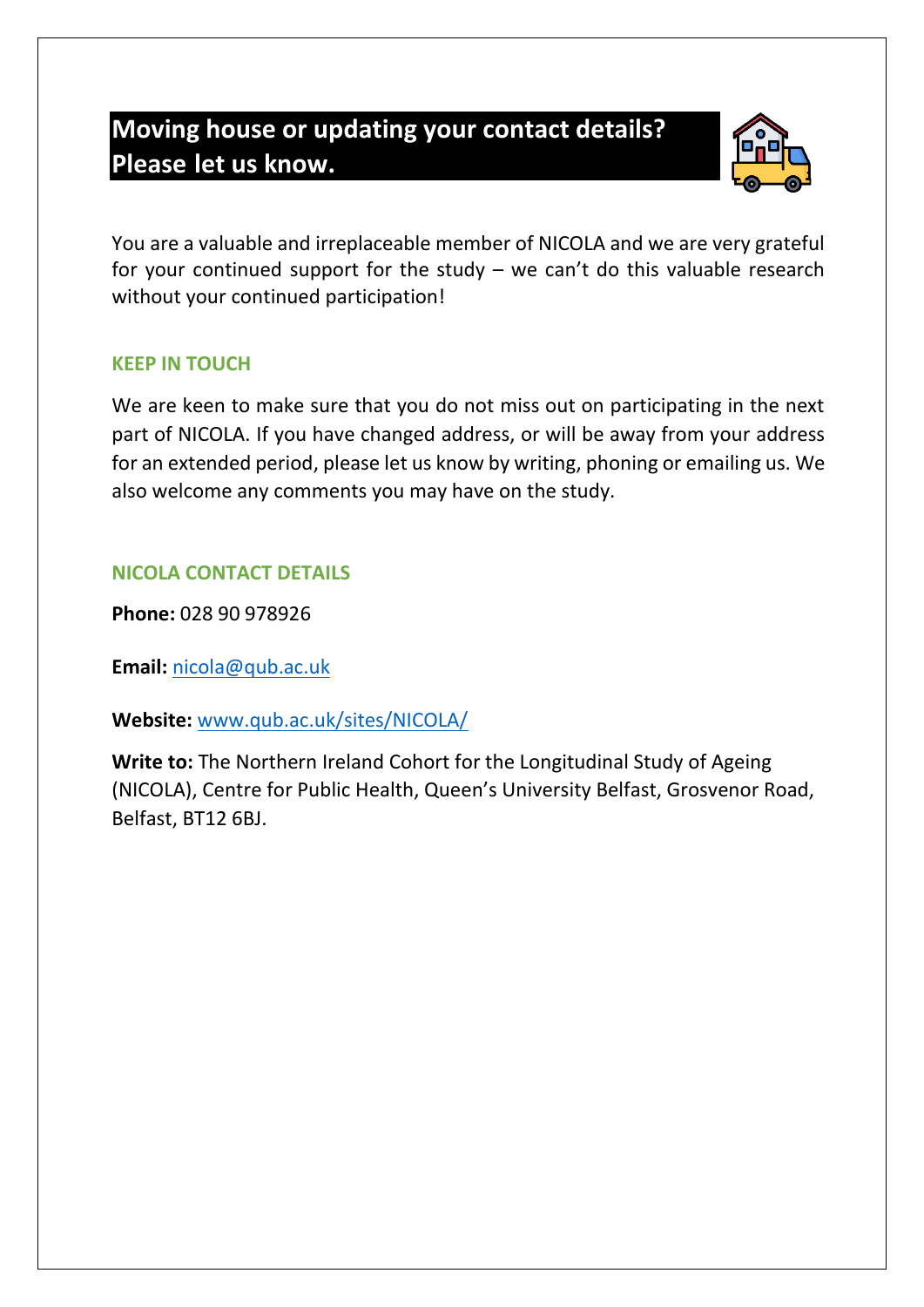## Moving house or updating your contact details? Please let us know.

You are a valuable and irreplaceable member of NICOLA and we are very grateful for your continued support for the study – we can't do this valuable research without your continued participation!

### KEEP IN TOUCH

We are keen to make sure that you do not miss out on participating in the next part of NICOLA. If you have changed address, or will be away from your address for an extended period, please let us know by writing, phoning or emailing us. We also welcome any comments you may have on the study.

### NICOLA CONTACT DETAILS

**Phone:** 028 90 978926

**Email:** nicola@qub.ac.uk

**Website:** www.qub.ac.uk/sites/NICOLA/

**Write to:** The Northern Ireland Cohort for the Longitudinal Study of Ageing (NICOLA), Centre for Public Health, Queen's University Belfast, Grosvenor Road, Belfast, BT12 6BJ.